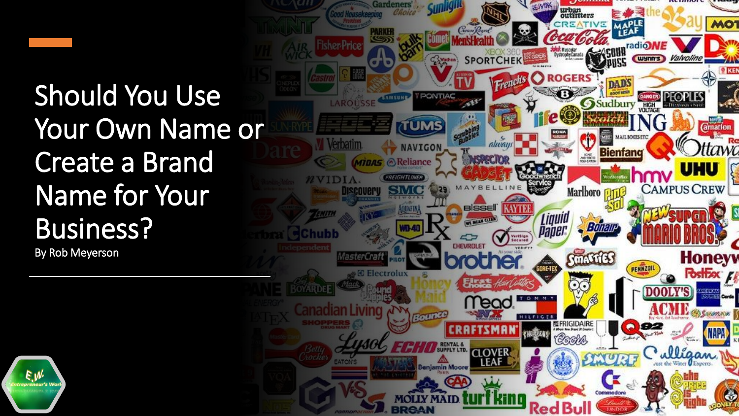# Should You Use Your Own Name or Create a Brand Name for Your Business?

By Rob Meyerson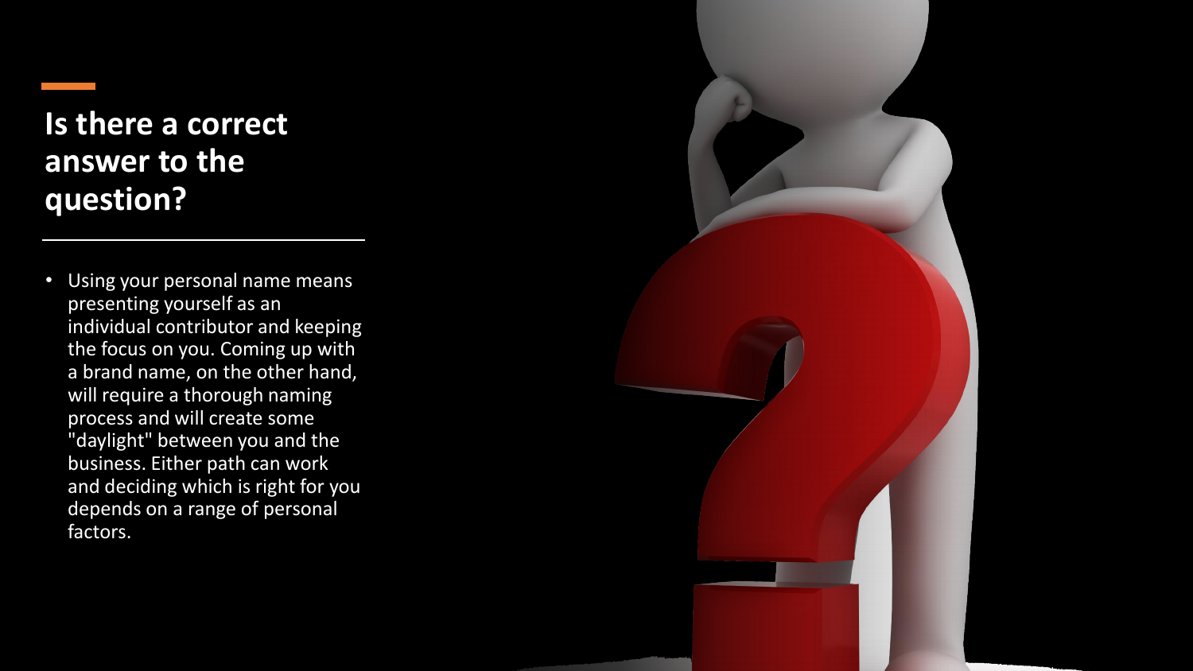## Is there a correct answer to the question?

- Using your personal name means presenting yourself as an individual contributor and keeping the focus on you. Coming up with a brand name, on the other hand, will require a thorough naming process and will create some "daylight" between you and the business. Either path can work and deciding which is right for you depends on a range of personal factors.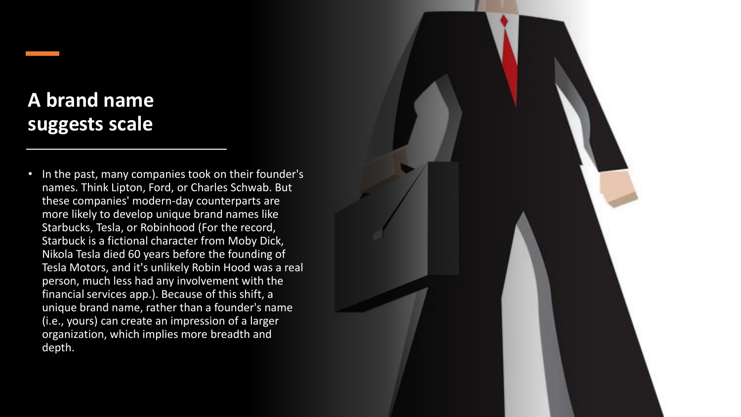## A brand name suggests scale

- In the past, many companies took on their founder's names. Think Lipton, Ford, or Charles Schwab. But these companies' modern-day counterparts are more likely to develop unique brand names like Starbucks, Tesla, or Robinhood (For the record, Starbuck is a fictional character from Moby Dick, Nikola Tesla died 60 years before the founding of Tesla Motors, and it's unlikely Robin Hood was a real person, much less had any involvement with the financial services app.). Because of this shift, a unique brand name, rather than a founder's name (i.e., yours) can create an impression of a larger organization, which implies more breadth and depth.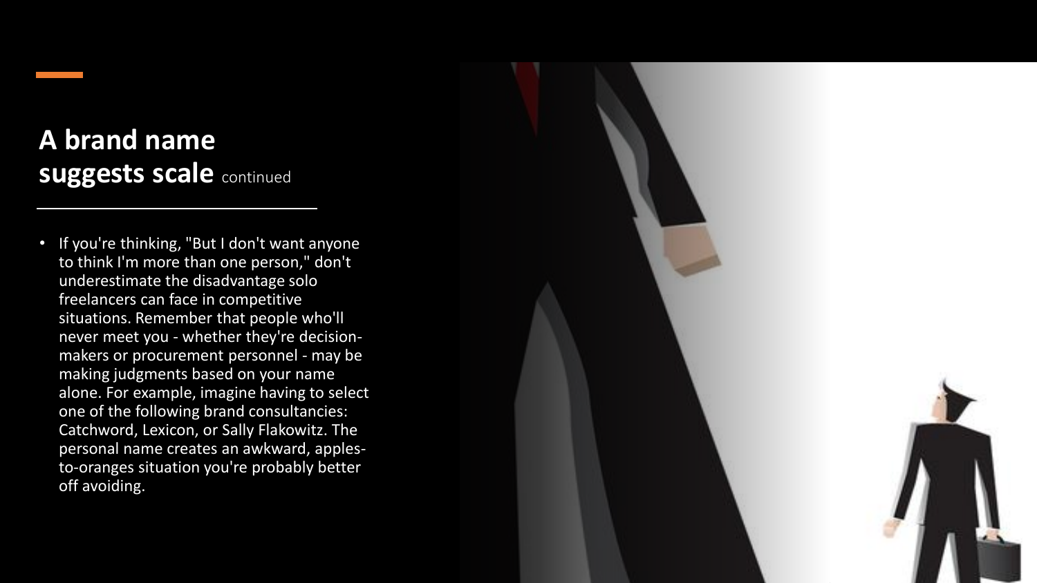## A brand name suggests scale continued

- If you're thinking, "But I don't want anyone to think I'm more than one person," don't underestimate the disadvantage solo freelancers can face in competitive situations. Remember that people who'll never meet you - whether they're decision-makers or procurement personnel - may be making judgments based on your name alone. For example, imagine having to select one of the following brand consultancies: Catchword, Lexicon, or Sally Flakowitz. The personal name creates an awkward, apples-to-oranges situation you're probably better off avoiding.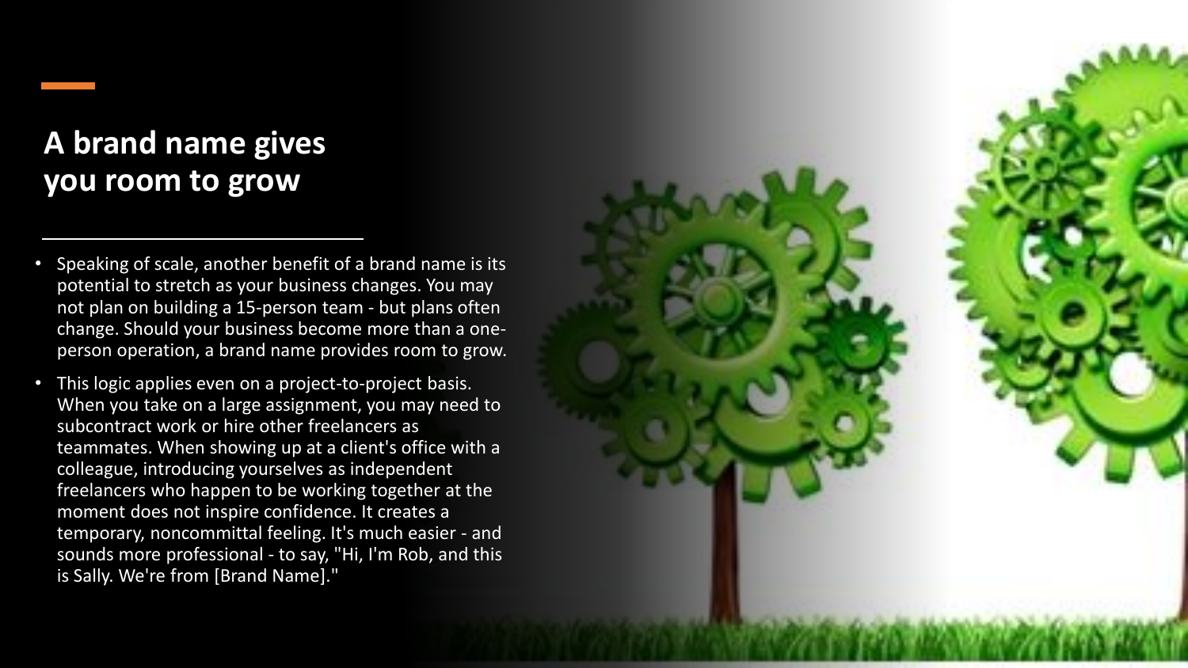## A brand name gives you room to grow

- Speaking of scale, another benefit of a brand name is its potential to stretch as your business changes. You may not plan on building a 15-person team - but plans often change. Should your business become more than a one-person operation, a brand name provides room to grow.
- This logic applies even on a project-to-project basis. When you take on a large assignment, you may need to subcontract work or hire other freelancers as teammates. When showing up at a client's office with a colleague, introducing yourselves as independent freelancers who happen to be working together at the moment does not inspire confidence. It creates a temporary, noncommittal feeling. It's much easier - and sounds more professional - to say, "Hi, I'm Rob, and this is Sally. We're from [Brand Name]."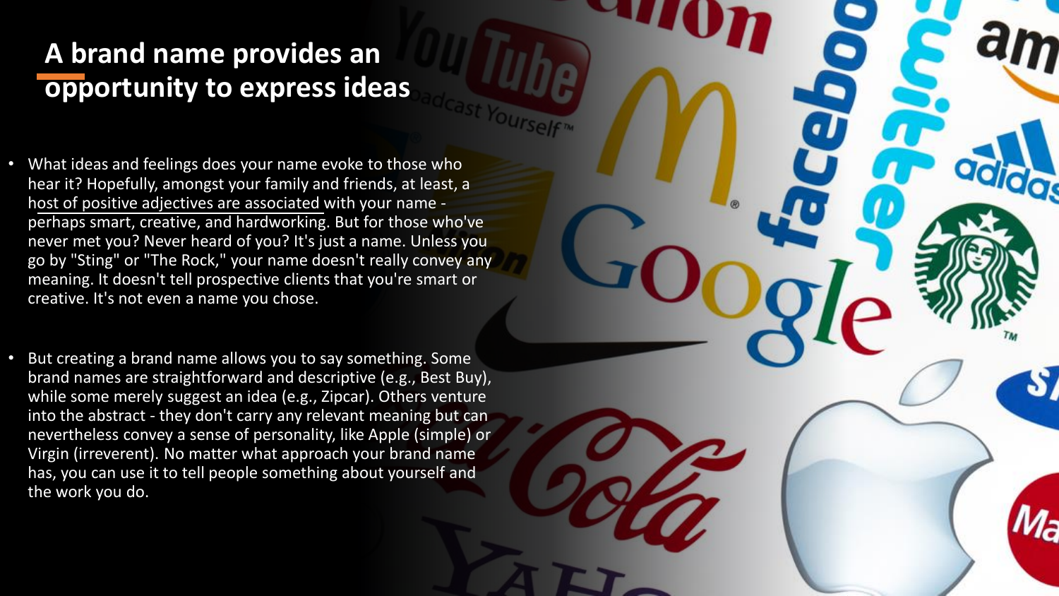# A brand name provides an opportunity to express ideas

- What ideas and feelings does your name evoke to those who hear it? Hopefully, amongst your family and friends, at least, a host of positive adjectives are associated with your name - perhaps smart, creative, and hardworking. But for those who've never met you? Never heard of you? It's just a name. Unless you go by "Sting" or "The Rock," your name doesn't really convey any meaning. It doesn't tell prospective clients that you're smart or creative. It's not even a name you chose.

- But creating a brand name allows you to say something. Some brand names are straightforward and descriptive (e.g., Best Buy), while some merely suggest an idea (e.g., Zipcar). Others venture into the abstract - they don't carry any relevant meaning but can nevertheless convey a sense of personality, like Apple (simple) or Virgin (irreverent). No matter what approach your brand name has, you can use it to tell people something about yourself and the work you do.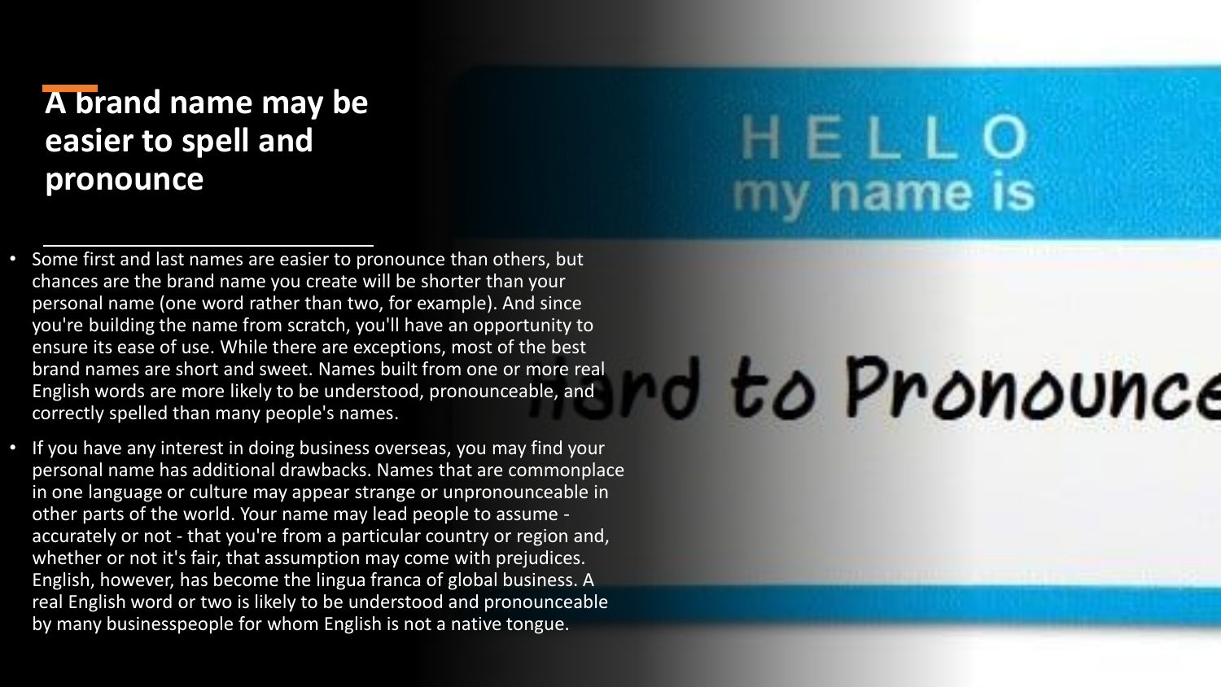## A brand name may be easier to spell and pronounce

- Some first and last names are easier to pronounce than others, but chances are the brand name you create will be shorter than your personal name (one word rather than two, for example). And since you're building the name from scratch, you'll have an opportunity to ensure its ease of use. While there are exceptions, most of the best brand names are short and sweet. Names built from one or more real English words are more likely to be understood, pronounceable, and correctly spelled than many people's names.
- If you have any interest in doing business overseas, you may find your personal name has additional drawbacks. Names that are commonplace in one language or culture may appear strange or unpronounceable in other parts of the world. Your name may lead people to assume - accurately or not - that you're from a particular country or region and, whether or not it's fair, that assumption may come with prejudices. English, however, has become the lingua franca of global business. A real English word or two is likely to be understood and pronounceable by many businesspeople for whom English is not a native tongue.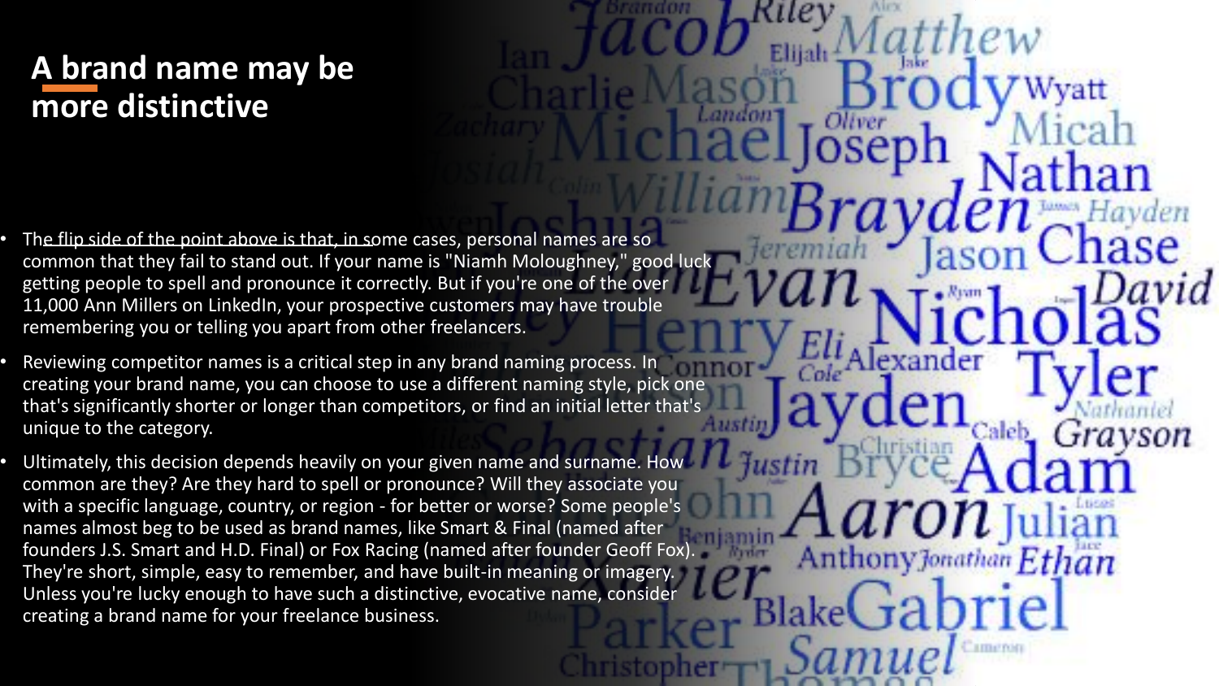# A brand name may be more distinctive

- The flip side of the point above is that, in some cases, personal names are so common that they fail to stand out. If your name is "Niamh Moloughney," good luck getting people to spell and pronounce it correctly. But if you're one of the over 11,000 Ann Millers on LinkedIn, your prospective customers may have trouble remembering you or telling you apart from other freelancers.
- Reviewing competitor names is a critical step in any brand naming process. In creating your brand name, you can choose to use a different naming style, pick one that's significantly shorter or longer than competitors, or find an initial letter that's unique to the category.
- Ultimately, this decision depends heavily on your given name and surname. How common are they? Are they hard to spell or pronounce? Will they associate you with a specific language, country, or region - for better or worse? Some people's names almost beg to be used as brand names, like Smart & Final (named after founders J.S. Smart and H.D. Final) or Fox Racing (named after founder Geoff Fox). They're short, simple, easy to remember, and have built-in meaning or imagery. Unless you're lucky enough to have such a distinctive, evocative name, consider creating a brand name for your freelance business.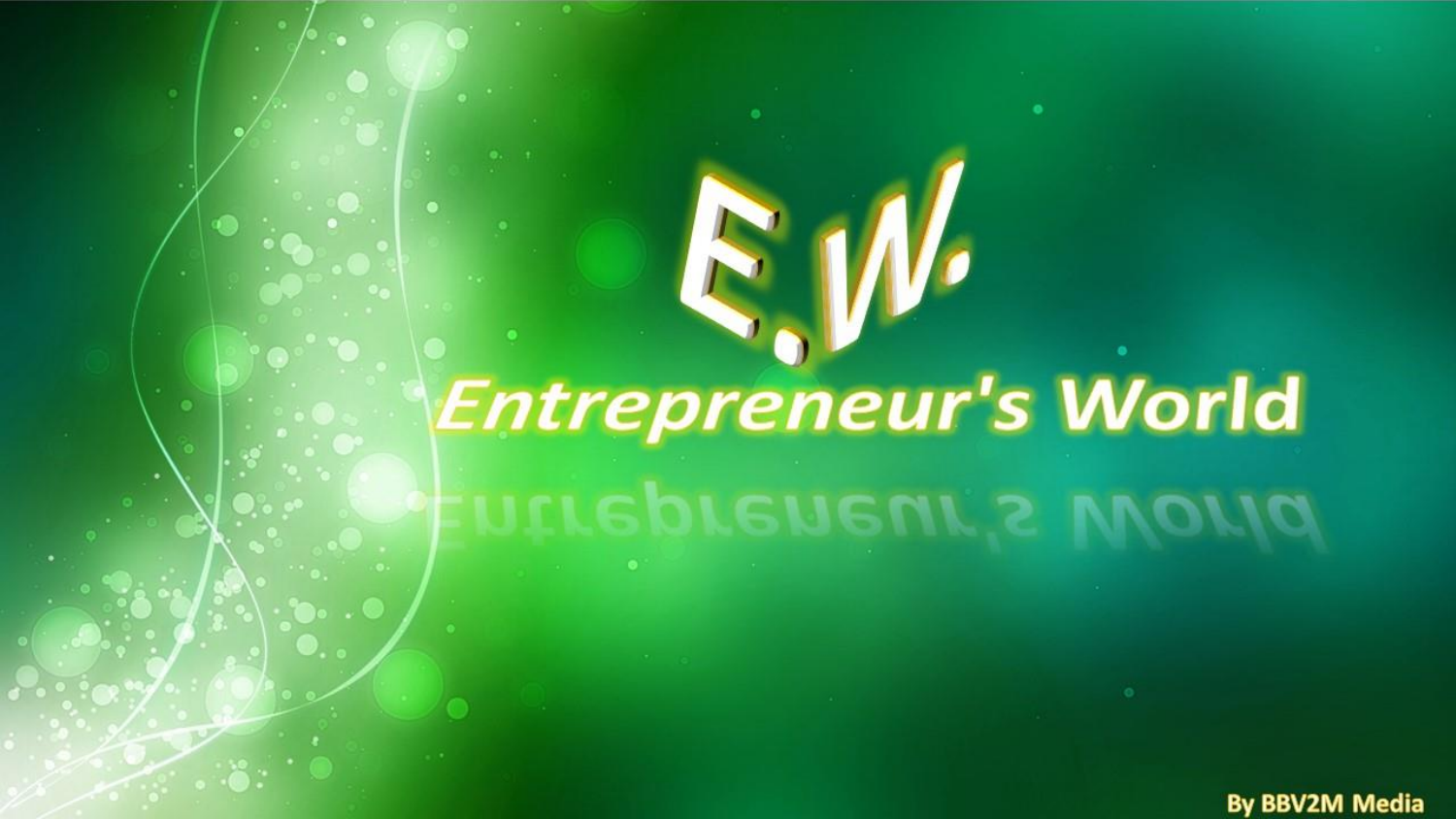# E.W.

## Entrepreneur's World

By BBV2M Media